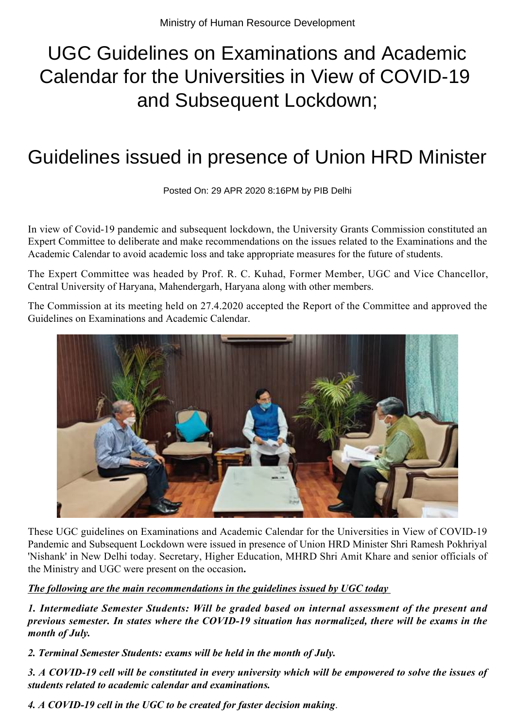Ministry of Human Resource Development

# UGC Guidelines on Examinations and Academic Calendar for the Universities in View of COVID-19 and Subsequent Lockdown;

# Guidelines issued in presence of Union HRD Minister

Posted On: 29 APR 2020 8:16PM by PIB Delhi

In view of Covid-19 pandemic and subsequent lockdown, the University Grants Commission constituted an Expert Committee to deliberate and make recommendations on the issues related to the Examinations and the Academic Calendar to avoid academic loss and take appropriate measures for the future of students.

The Expert Committee was headed by Prof. R. C. Kuhad, Former Member, UGC and Vice Chancellor, Central University of Haryana, Mahendergarh, Haryana along with other members.

The Commission at its meeting held on 27.4.2020 accepted the Report of the Committee and approved the Guidelines on Examinations and Academic Calendar.

These UGC guidelines on Examinations and Academic Calendar for the Universities in View of COVID-19 Pandemic and Subsequent Lockdown were issued in presence of Union HRD Minister Shri Ramesh Pokhriyal 'Nishank' in New Delhi today. Secretary, Higher Education, MHRD Shri Amit Khare and senior officials of the Ministry and UGC were present on the occasion**.**

***<u>The following are the main recommendations in the guidelines issued by UGC today</u>***

***1. Intermediate Semester Students: Will be graded based on internal assessment of the present and previous semester. In states where the COVID-19 situation has normalized, there will be exams in the month of July.***

***2. Terminal Semester Students: exams will be held in the month of July.***

***3. A COVID-19 cell will be constituted in every university which will be empowered to solve the issues of students related to academic calendar and examinations.***

***4. A COVID-19 cell in the UGC to be created for faster decision making*.**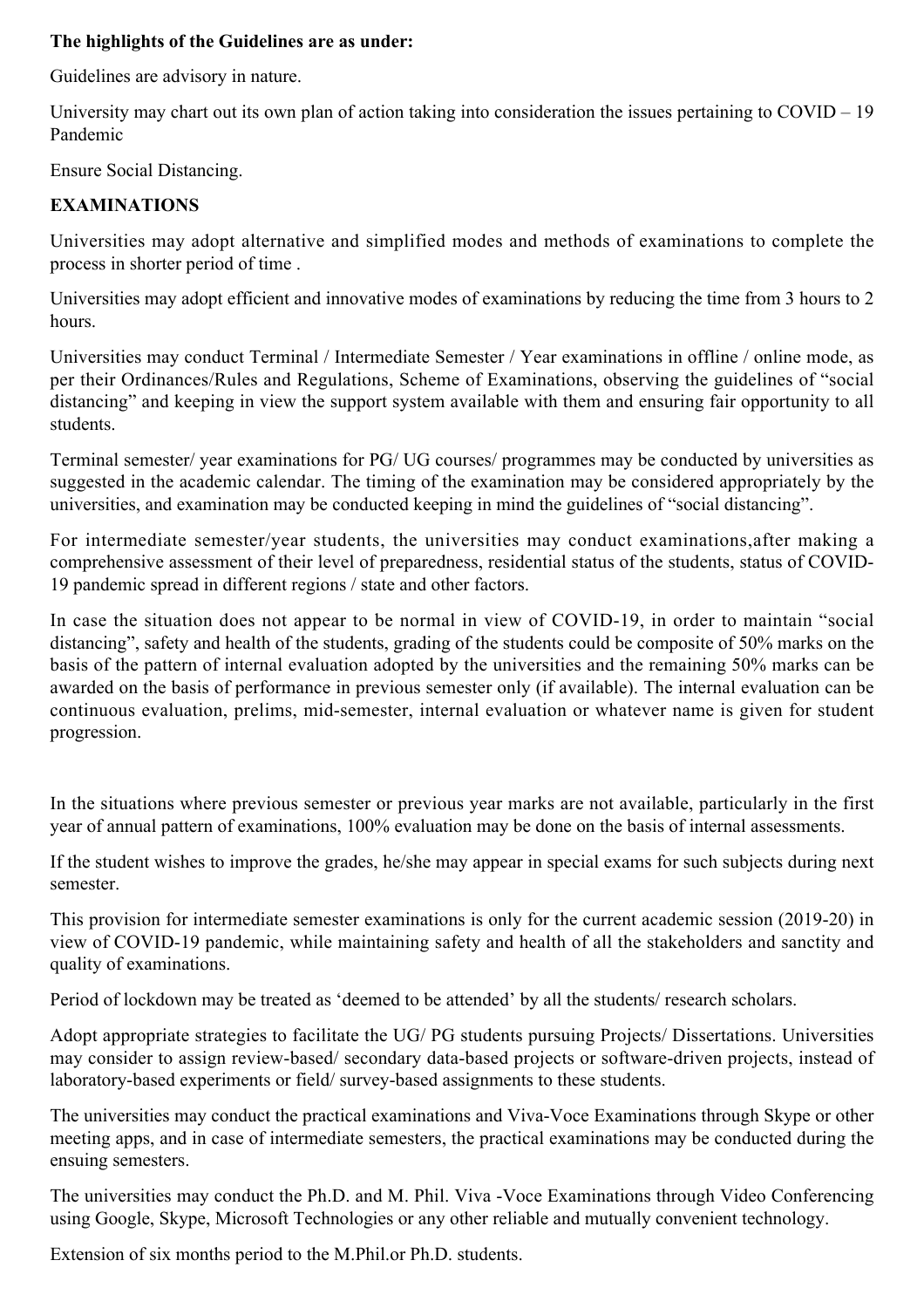**The highlights of the Guidelines are as under:**

Guidelines are advisory in nature.

University may chart out its own plan of action taking into consideration the issues pertaining to COVID – 19 Pandemic

Ensure Social Distancing.

**EXAMINATIONS**

Universities may adopt alternative and simplified modes and methods of examinations to complete the process in shorter period of time .

Universities may adopt efficient and innovative modes of examinations by reducing the time from 3 hours to 2 hours.

Universities may conduct Terminal / Intermediate Semester / Year examinations in offline / online mode, as per their Ordinances/Rules and Regulations, Scheme of Examinations, observing the guidelines of "social distancing" and keeping in view the support system available with them and ensuring fair opportunity to all students.

Terminal semester/ year examinations for PG/ UG courses/ programmes may be conducted by universities as suggested in the academic calendar. The timing of the examination may be considered appropriately by the universities, and examination may be conducted keeping in mind the guidelines of "social distancing".

For intermediate semester/year students, the universities may conduct examinations,after making a comprehensive assessment of their level of preparedness, residential status of the students, status of COVID-19 pandemic spread in different regions / state and other factors.

In case the situation does not appear to be normal in view of COVID-19, in order to maintain "social distancing", safety and health of the students, grading of the students could be composite of 50% marks on the basis of the pattern of internal evaluation adopted by the universities and the remaining 50% marks can be awarded on the basis of performance in previous semester only (if available). The internal evaluation can be continuous evaluation, prelims, mid-semester, internal evaluation or whatever name is given for student progression.

In the situations where previous semester or previous year marks are not available, particularly in the first year of annual pattern of examinations, 100% evaluation may be done on the basis of internal assessments.

If the student wishes to improve the grades, he/she may appear in special exams for such subjects during next semester.

This provision for intermediate semester examinations is only for the current academic session (2019-20) in view of COVID-19 pandemic, while maintaining safety and health of all the stakeholders and sanctity and quality of examinations.

Period of lockdown may be treated as 'deemed to be attended' by all the students/ research scholars.

Adopt appropriate strategies to facilitate the UG/ PG students pursuing Projects/ Dissertations. Universities may consider to assign review-based/ secondary data-based projects or software-driven projects, instead of laboratory-based experiments or field/ survey-based assignments to these students.

The universities may conduct the practical examinations and Viva-Voce Examinations through Skype or other meeting apps, and in case of intermediate semesters, the practical examinations may be conducted during the ensuing semesters.

The universities may conduct the Ph.D. and M. Phil. Viva -Voce Examinations through Video Conferencing using Google, Skype, Microsoft Technologies or any other reliable and mutually convenient technology.

Extension of six months period to the M.Phil.or Ph.D. students.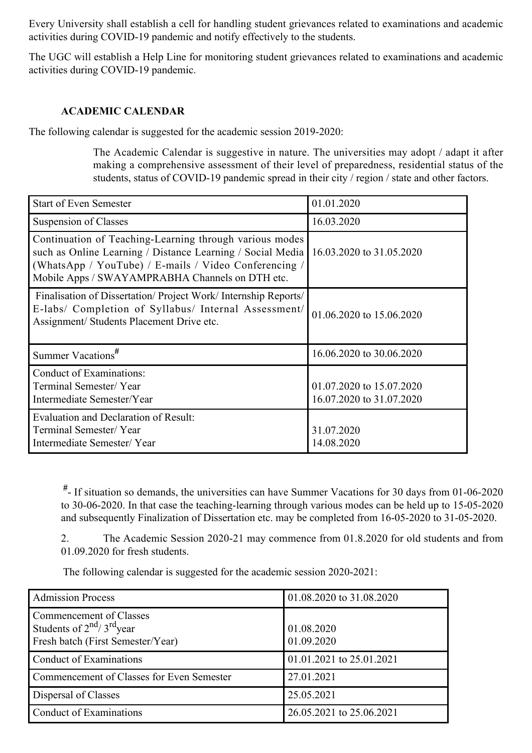Every University shall establish a cell for handling student grievances related to examinations and academic activities during COVID-19 pandemic and notify effectively to the students.

The UGC will establish a Help Line for monitoring student grievances related to examinations and academic activities during COVID-19 pandemic.

**ACADEMIC CALENDAR**

The following calendar is suggested for the academic session 2019-2020:

> The Academic Calendar is suggestive in nature. The universities may adopt / adapt it after making a comprehensive assessment of their level of preparedness, residential status of the students, status of COVID-19 pandemic spread in their city / region / state and other factors.

| | |
|---|---|
| Start of Even Semester | 01.01.2020 |
| Suspension of Classes | 16.03.2020 |
| Continuation of Teaching-Learning through various modes such as Online Learning / Distance Learning / Social Media (WhatsApp / YouTube) / E-mails / Video Conferencing / Mobile Apps / SWAYAMPRABHA Channels on DTH etc. | 16.03.2020 to 31.05.2020 |
| Finalisation of Dissertation/ Project Work/ Internship Reports/ E-labs/ Completion of Syllabus/ Internal Assessment/ Assignment/ Students Placement Drive etc. | 01.06.2020 to 15.06.2020 |
| Summer Vacations# | 16.06.2020 to 30.06.2020 |
| Conduct of Examinations:<br>Terminal Semester/ Year<br>Intermediate Semester/Year | <br>01.07.2020 to 15.07.2020<br>16.07.2020 to 31.07.2020 |
| Evaluation and Declaration of Result:<br>Terminal Semester/ Year<br>Intermediate Semester/ Year | <br>31.07.2020<br>14.08.2020 |

#- If situation so demands, the universities can have Summer Vacations for 30 days from 01-06-2020 to 30-06-2020. In that case the teaching-learning through various modes can be held up to 15-05-2020 and subsequently Finalization of Dissertation etc. may be completed from 16-05-2020 to 31-05-2020.

2. The Academic Session 2020-21 may commence from 01.8.2020 for old students and from 01.09.2020 for fresh students.

The following calendar is suggested for the academic session 2020-2021:

| | |
|---|---|
| Admission Process | 01.08.2020 to 31.08.2020 |
| Commencement of Classes<br>Students of 2nd/ 3rd year<br>Fresh batch (First Semester/Year) | <br>01.08.2020<br>01.09.2020 |
| Conduct of Examinations | 01.01.2021 to 25.01.2021 |
| Commencement of Classes for Even Semester | 27.01.2021 |
| Dispersal of Classes | 25.05.2021 |
| Conduct of Examinations | 26.05.2021 to 25.06.2021 |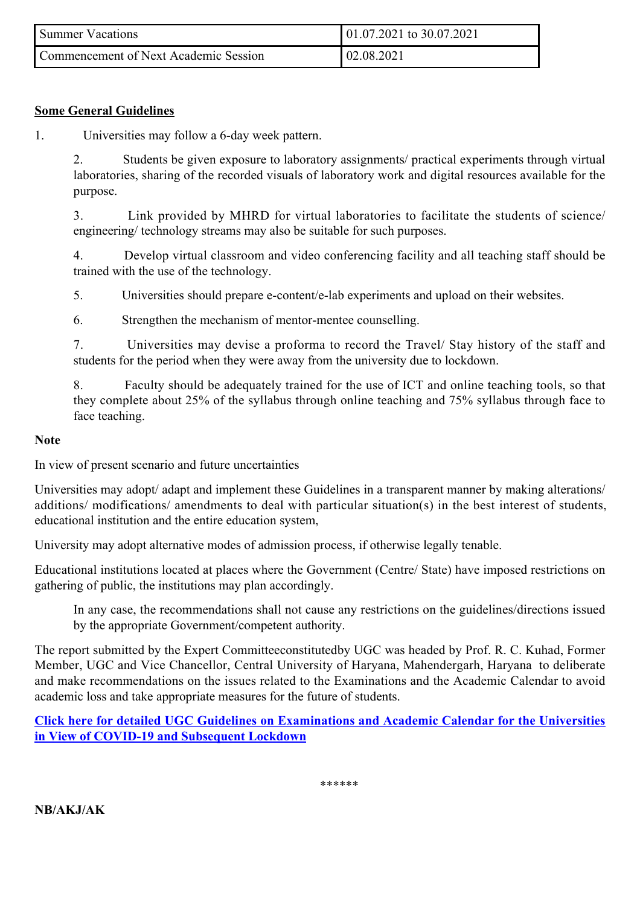| | |
|---|---|
| Summer Vacations | 01.07.2021 to 30.07.2021 |
| Commencement of Next Academic Session | 02.08.2021 |

**Some General Guidelines**

1. Universities may follow a 6-day week pattern.

2. Students be given exposure to laboratory assignments/ practical experiments through virtual laboratories, sharing of the recorded visuals of laboratory work and digital resources available for the purpose.

3. Link provided by MHRD for virtual laboratories to facilitate the students of science/ engineering/ technology streams may also be suitable for such purposes.

4. Develop virtual classroom and video conferencing facility and all teaching staff should be trained with the use of the technology.

5. Universities should prepare e-content/e-lab experiments and upload on their websites.

6. Strengthen the mechanism of mentor-mentee counselling.

7. Universities may devise a proforma to record the Travel/ Stay history of the staff and students for the period when they were away from the university due to lockdown.

8. Faculty should be adequately trained for the use of ICT and online teaching tools, so that they complete about 25% of the syllabus through online teaching and 75% syllabus through face to face teaching.

**Note**

In view of present scenario and future uncertainties

Universities may adopt/ adapt and implement these Guidelines in a transparent manner by making alterations/ additions/ modifications/ amendments to deal with particular situation(s) in the best interest of students, educational institution and the entire education system,

University may adopt alternative modes of admission process, if otherwise legally tenable.

Educational institutions located at places where the Government (Centre/ State) have imposed restrictions on gathering of public, the institutions may plan accordingly.

In any case, the recommendations shall not cause any restrictions on the guidelines/directions issued by the appropriate Government/competent authority.

The report submitted by the Expert Committeeconstitutedby UGC was headed by Prof. R. C. Kuhad, Former Member, UGC and Vice Chancellor, Central University of Haryana, Mahendergarh, Haryana to deliberate and make recommendations on the issues related to the Examinations and the Academic Calendar to avoid academic loss and take appropriate measures for the future of students.

**Click here for detailed UGC Guidelines on Examinations and Academic Calendar for the Universities in View of COVID-19 and Subsequent Lockdown**

******

**NB/AKJ/AK**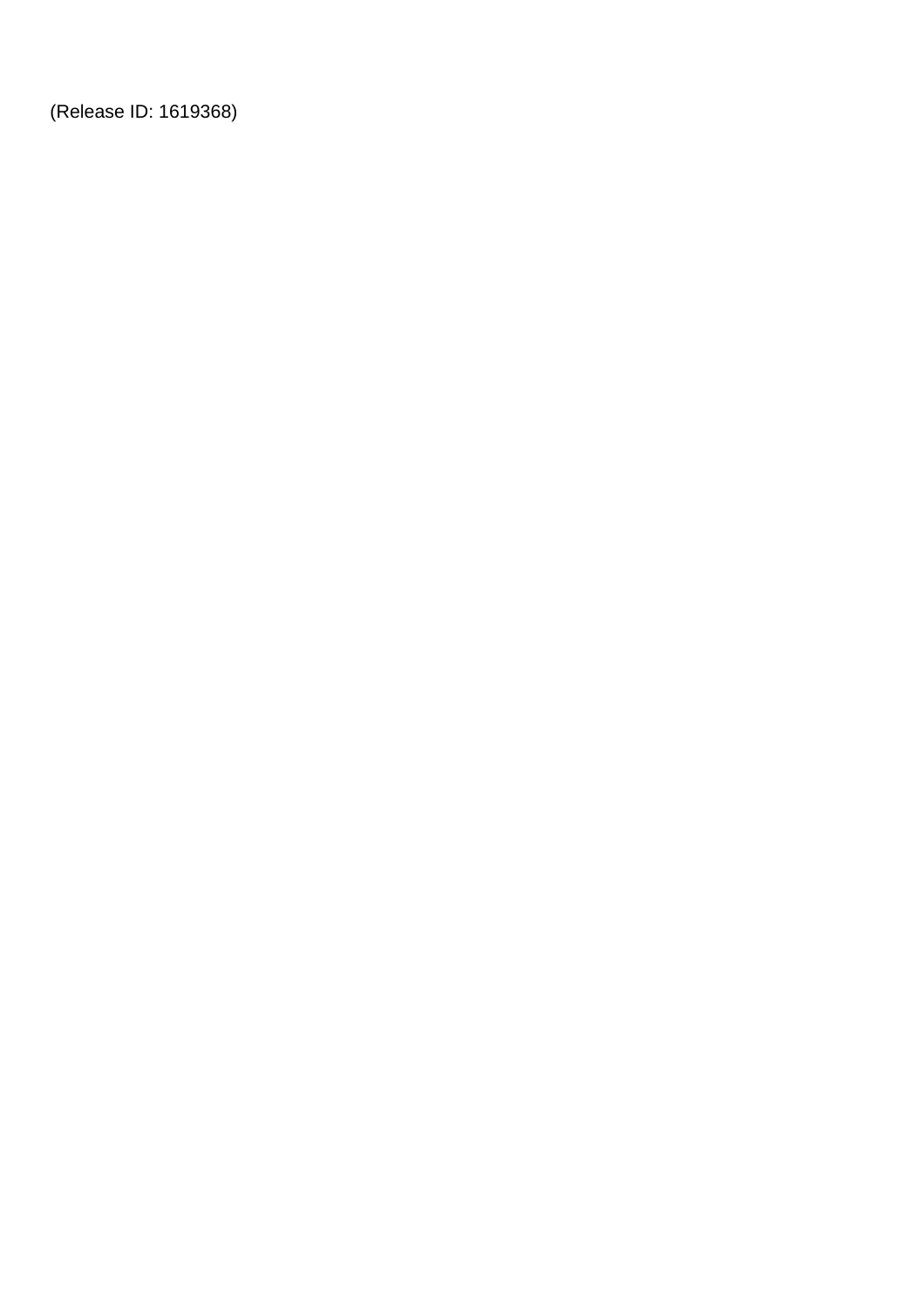(Release ID: 1619368)